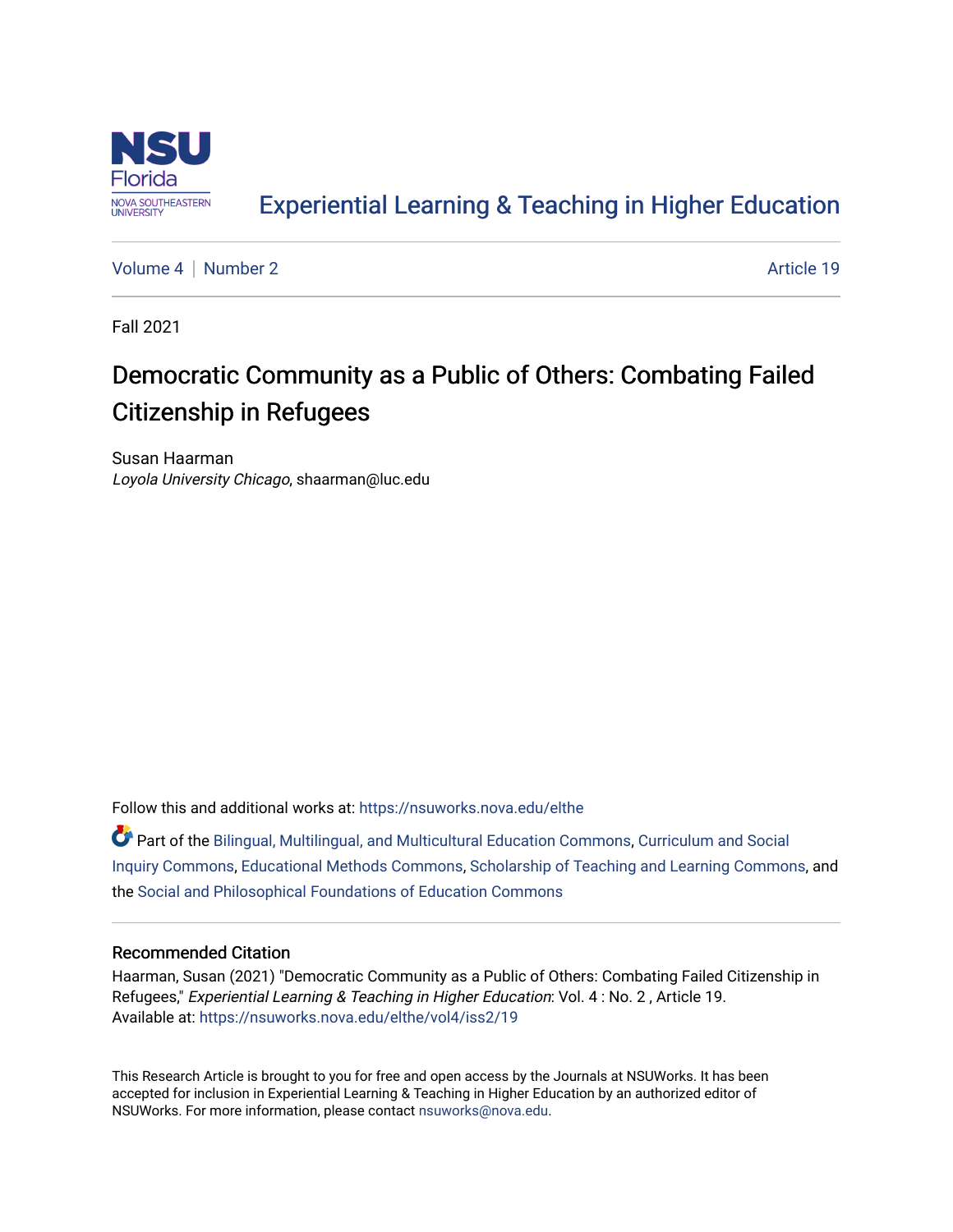Experiential Learning & Teaching in Higher Education

Volume 4 | Number 2 — Article 19

Fall 2021

# Democratic Community as a Public of Others: Combating Failed Citizenship in Refugees

Susan Haarman
*Loyola University Chicago*, shaarman@luc.edu

Follow this and additional works at: https://nsuworks.nova.edu/elthe

Part of the Bilingual, Multilingual, and Multicultural Education Commons, Curriculum and Social Inquiry Commons, Educational Methods Commons, Scholarship of Teaching and Learning Commons, and the Social and Philosophical Foundations of Education Commons

## Recommended Citation

Haarman, Susan (2021) "Democratic Community as a Public of Others: Combating Failed Citizenship in Refugees," *Experiential Learning & Teaching in Higher Education*: Vol. 4 : No. 2 , Article 19.
Available at: https://nsuworks.nova.edu/elthe/vol4/iss2/19

This Research Article is brought to you for free and open access by the Journals at NSUWorks. It has been accepted for inclusion in Experiential Learning & Teaching in Higher Education by an authorized editor of NSUWorks. For more information, please contact nsuworks@nova.edu.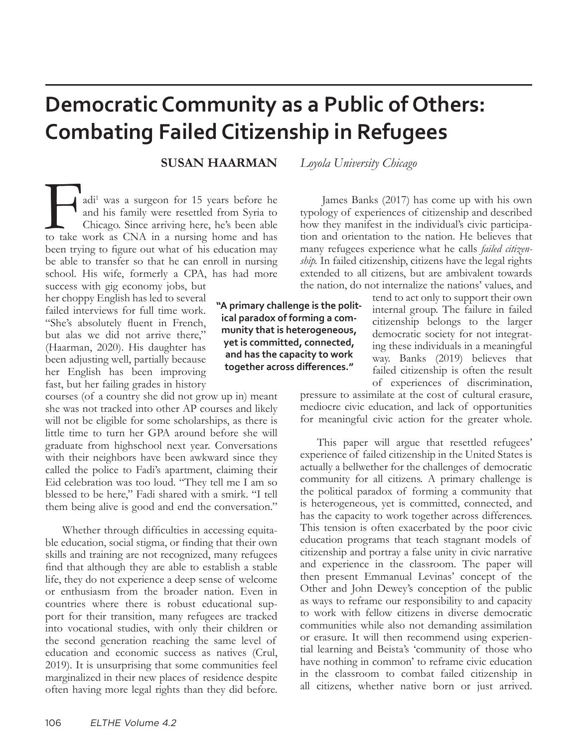# Democratic Community as a Public of Others: Combating Failed Citizenship in Refugees

**SUSAN HAARMAN** *Loyola University Chicago*

Fadi[1] was a surgeon for 15 years before he and his family were resettled from Syria to Chicago. Since arriving here, he's been able to take work as CNA in a nursing home and has been trying to figure out what of his education may be able to transfer so that he can enroll in nursing school. His wife, formerly a CPA, has had more success with gig economy jobs, but her choppy English has led to several failed interviews for full time work. "She's absolutely fluent in French, but alas we did not arrive there," (Haarman, 2020). His daughter has been adjusting well, partially because her English has been improving fast, but her failing grades in history courses (of a country she did not grow up in) meant she was not tracked into other AP courses and likely will not be eligible for some scholarships, as there is little time to turn her GPA around before she will graduate from highschool next year. Conversations with their neighbors have been awkward since they called the police to Fadi's apartment, claiming their Eid celebration was too loud. "They tell me I am so blessed to be here," Fadi shared with a smirk. "I tell them being alive is good and end the conversation."

Whether through difficulties in accessing equitable education, social stigma, or finding that their own skills and training are not recognized, many refugees find that although they are able to establish a stable life, they do not experience a deep sense of welcome or enthusiasm from the broader nation. Even in countries where there is robust educational support for their transition, many refugees are tracked into vocational studies, with only their children or the second generation reaching the same level of education and economic success as natives (Crul, 2019). It is unsurprising that some communities feel marginalized in their new places of residence despite often having more legal rights than they did before.

James Banks (2017) has come up with his own typology of experiences of citizenship and described how they manifest in the individual's civic participation and orientation to the nation. He believes that many refugees experience what he calls *failed citizenship*. In failed citizenship, citizens have the legal rights extended to all citizens, but are ambivalent towards the nation, do not internalize the nations' values, and tend to act only to support their own internal group. The failure in failed citizenship belongs to the larger democratic society for not integrating these individuals in a meaningful way. Banks (2019) believes that failed citizenship is often the result of experiences of discrimination, pressure to assimilate at the cost of cultural erasure, mediocre civic education, and lack of opportunities for meaningful civic action for the greater whole.

> **"A primary challenge is the political paradox of forming a community that is heterogeneous, yet is committed, connected, and has the capacity to work together across differences."**

This paper will argue that resettled refugees' experience of failed citizenship in the United States is actually a bellwether for the challenges of democratic community for all citizens. A primary challenge is the political paradox of forming a community that is heterogeneous, yet is committed, connected, and has the capacity to work together across differences. This tension is often exacerbated by the poor civic education programs that teach stagnant models of citizenship and portray a false unity in civic narrative and experience in the classroom. The paper will then present Emmanual Levinas' concept of the Other and John Dewey's conception of the public as ways to reframe our responsibility to and capacity to work with fellow citizens in diverse democratic communities while also not demanding assimilation or erasure. It will then recommend using experiential learning and Beista's 'community of those who have nothing in common' to reframe civic education in the classroom to combat failed citizenship in all citizens, whether native born or just arrived.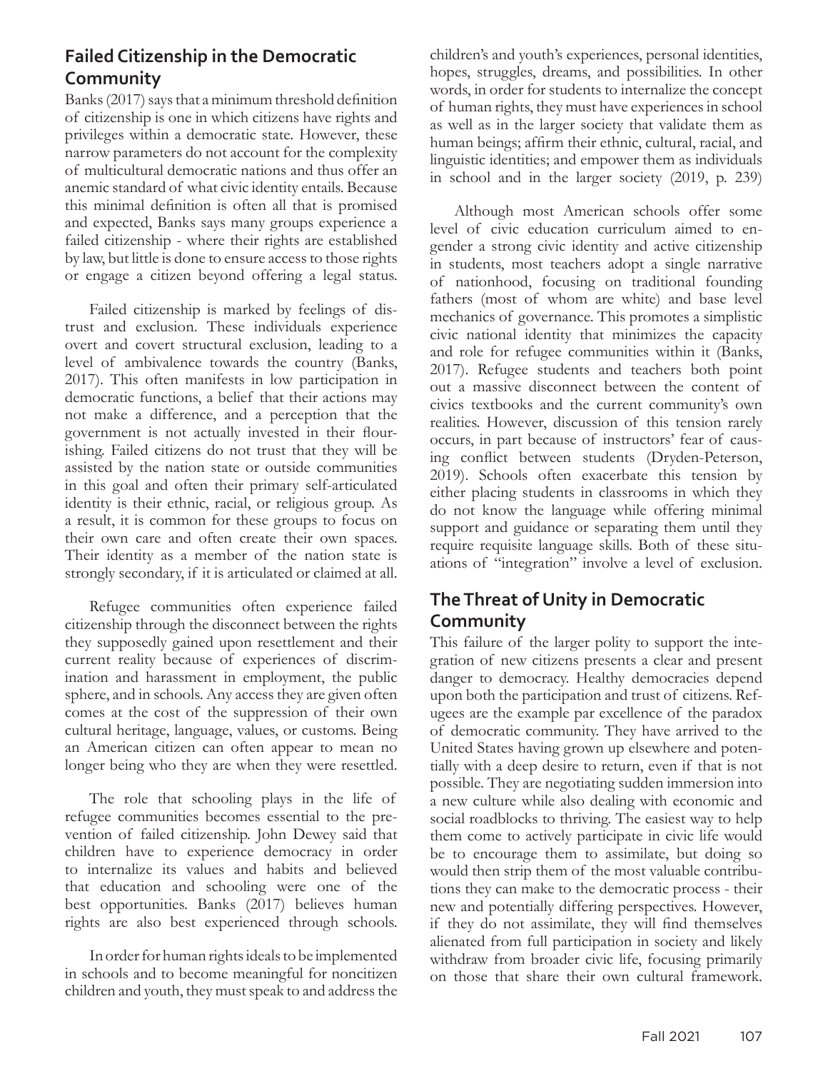## Failed Citizenship in the Democratic Community

Banks (2017) says that a minimum threshold definition of citizenship is one in which citizens have rights and privileges within a democratic state. However, these narrow parameters do not account for the complexity of multicultural democratic nations and thus offer an anemic standard of what civic identity entails. Because this minimal definition is often all that is promised and expected, Banks says many groups experience a failed citizenship - where their rights are established by law, but little is done to ensure access to those rights or engage a citizen beyond offering a legal status.

Failed citizenship is marked by feelings of distrust and exclusion. These individuals experience overt and covert structural exclusion, leading to a level of ambivalence towards the country (Banks, 2017). This often manifests in low participation in democratic functions, a belief that their actions may not make a difference, and a perception that the government is not actually invested in their flourishing. Failed citizens do not trust that they will be assisted by the nation state or outside communities in this goal and often their primary self-articulated identity is their ethnic, racial, or religious group. As a result, it is common for these groups to focus on their own care and often create their own spaces. Their identity as a member of the nation state is strongly secondary, if it is articulated or claimed at all.

Refugee communities often experience failed citizenship through the disconnect between the rights they supposedly gained upon resettlement and their current reality because of experiences of discrimination and harassment in employment, the public sphere, and in schools. Any access they are given often comes at the cost of the suppression of their own cultural heritage, language, values, or customs. Being an American citizen can often appear to mean no longer being who they are when they were resettled.

The role that schooling plays in the life of refugee communities becomes essential to the prevention of failed citizenship. John Dewey said that children have to experience democracy in order to internalize its values and habits and believed that education and schooling were one of the best opportunities. Banks (2017) believes human rights are also best experienced through schools.

> In order for human rights ideals to be implemented in schools and to become meaningful for noncitizen children and youth, they must speak to and address the children's and youth's experiences, personal identities, hopes, struggles, dreams, and possibilities. In other words, in order for students to internalize the concept of human rights, they must have experiences in school as well as in the larger society that validate them as human beings; affirm their ethnic, cultural, racial, and linguistic identities; and empower them as individuals in school and in the larger society (2019, p. 239)

Although most American schools offer some level of civic education curriculum aimed to engender a strong civic identity and active citizenship in students, most teachers adopt a single narrative of nationhood, focusing on traditional founding fathers (most of whom are white) and base level mechanics of governance. This promotes a simplistic civic national identity that minimizes the capacity and role for refugee communities within it (Banks, 2017). Refugee students and teachers both point out a massive disconnect between the content of civics textbooks and the current community's own realities. However, discussion of this tension rarely occurs, in part because of instructors' fear of causing conflict between students (Dryden-Peterson, 2019). Schools often exacerbate this tension by either placing students in classrooms in which they do not know the language while offering minimal support and guidance or separating them until they require requisite language skills. Both of these situations of "integration" involve a level of exclusion.

## The Threat of Unity in Democratic Community

This failure of the larger polity to support the integration of new citizens presents a clear and present danger to democracy. Healthy democracies depend upon both the participation and trust of citizens. Refugees are the example par excellence of the paradox of democratic community. They have arrived to the United States having grown up elsewhere and potentially with a deep desire to return, even if that is not possible. They are negotiating sudden immersion into a new culture while also dealing with economic and social roadblocks to thriving. The easiest way to help them come to actively participate in civic life would be to encourage them to assimilate, but doing so would then strip them of the most valuable contributions they can make to the democratic process - their new and potentially differing perspectives. However, if they do not assimilate, they will find themselves alienated from full participation in society and likely withdraw from broader civic life, focusing primarily on those that share their own cultural framework.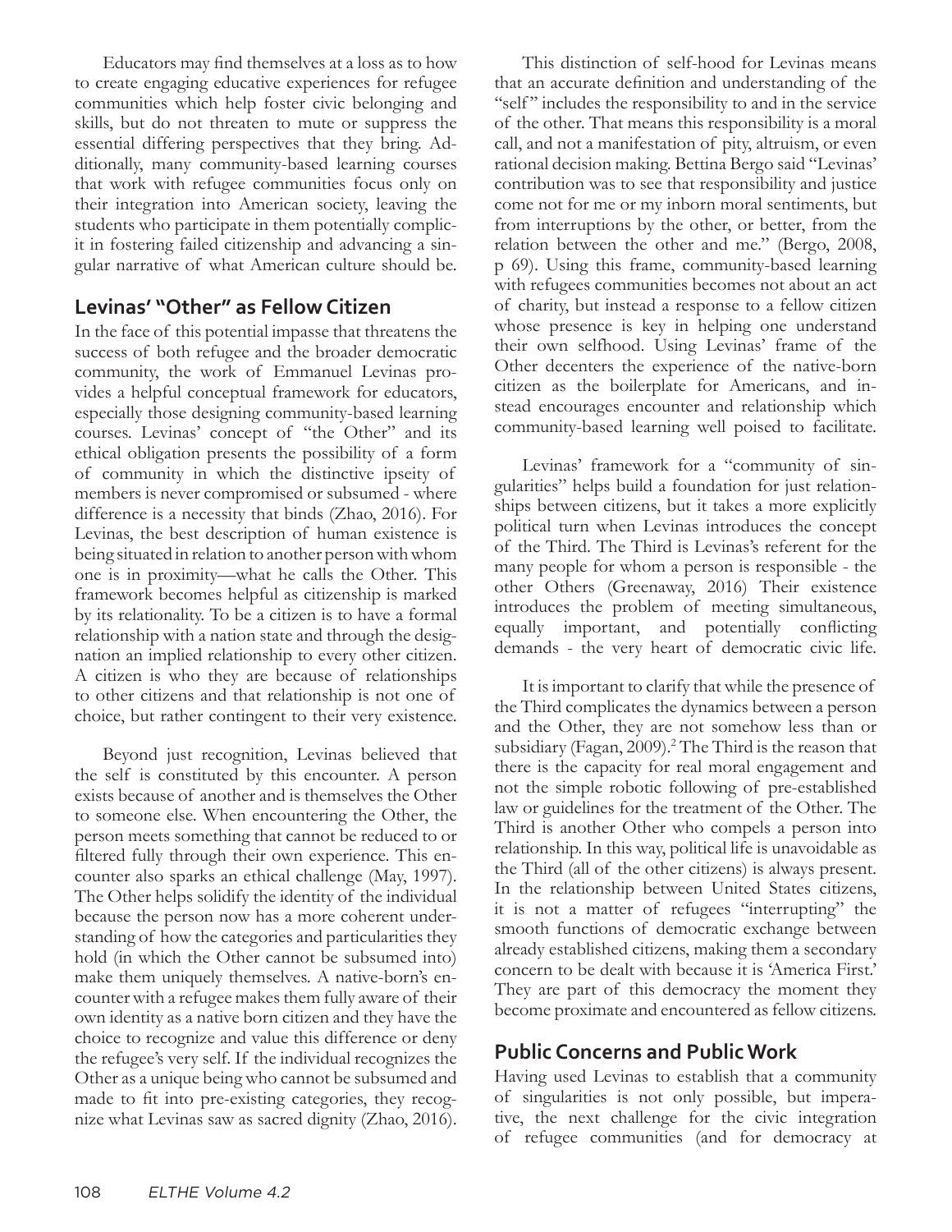Educators may find themselves at a loss as to how to create engaging educative experiences for refugee communities which help foster civic belonging and skills, but do not threaten to mute or suppress the essential differing perspectives that they bring. Additionally, many community-based learning courses that work with refugee communities focus only on their integration into American society, leaving the students who participate in them potentially complicit in fostering failed citizenship and advancing a singular narrative of what American culture should be.

## Levinas' "Other" as Fellow Citizen

In the face of this potential impasse that threatens the success of both refugee and the broader democratic community, the work of Emmanuel Levinas provides a helpful conceptual framework for educators, especially those designing community-based learning courses. Levinas' concept of "the Other" and its ethical obligation presents the possibility of a form of community in which the distinctive ipseity of members is never compromised or subsumed - where difference is a necessity that binds (Zhao, 2016). For Levinas, the best description of human existence is being situated in relation to another person with whom one is in proximity—what he calls the Other. This framework becomes helpful as citizenship is marked by its relationality. To be a citizen is to have a formal relationship with a nation state and through the designation an implied relationship to every other citizen. A citizen is who they are because of relationships to other citizens and that relationship is not one of choice, but rather contingent to their very existence.

Beyond just recognition, Levinas believed that the self is constituted by this encounter. A person exists because of another and is themselves the Other to someone else. When encountering the Other, the person meets something that cannot be reduced to or filtered fully through their own experience. This encounter also sparks an ethical challenge (May, 1997). The Other helps solidify the identity of the individual because the person now has a more coherent understanding of how the categories and particularities they hold (in which the Other cannot be subsumed into) make them uniquely themselves. A native-born's encounter with a refugee makes them fully aware of their own identity as a native born citizen and they have the choice to recognize and value this difference or deny the refugee's very self. If the individual recognizes the Other as a unique being who cannot be subsumed and made to fit into pre-existing categories, they recognize what Levinas saw as sacred dignity (Zhao, 2016).

This distinction of self-hood for Levinas means that an accurate definition and understanding of the "self" includes the responsibility to and in the service of the other. That means this responsibility is a moral call, and not a manifestation of pity, altruism, or even rational decision making. Bettina Bergo said "Levinas' contribution was to see that responsibility and justice come not for me or my inborn moral sentiments, but from interruptions by the other, or better, from the relation between the other and me." (Bergo, 2008, p 69). Using this frame, community-based learning with refugees communities becomes not about an act of charity, but instead a response to a fellow citizen whose presence is key in helping one understand their own selfhood. Using Levinas' frame of the Other decenters the experience of the native-born citizen as the boilerplate for Americans, and instead encourages encounter and relationship which community-based learning well poised to facilitate.

Levinas' framework for a "community of singularities" helps build a foundation for just relationships between citizens, but it takes a more explicitly political turn when Levinas introduces the concept of the Third. The Third is Levinas's referent for the many people for whom a person is responsible - the other Others (Greenaway, 2016) Their existence introduces the problem of meeting simultaneous, equally important, and potentially conflicting demands - the very heart of democratic civic life.

It is important to clarify that while the presence of the Third complicates the dynamics between a person and the Other, they are not somehow less than or subsidiary (Fagan, 2009).[2] The Third is the reason that there is the capacity for real moral engagement and not the simple robotic following of pre-established law or guidelines for the treatment of the Other. The Third is another Other who compels a person into relationship. In this way, political life is unavoidable as the Third (all of the other citizens) is always present. In the relationship between United States citizens, it is not a matter of refugees "interrupting" the smooth functions of democratic exchange between already established citizens, making them a secondary concern to be dealt with because it is 'America First.' They are part of this democracy the moment they become proximate and encountered as fellow citizens.

## Public Concerns and Public Work

Having used Levinas to establish that a community of singularities is not only possible, but imperative, the next challenge for the civic integration of refugee communities (and for democracy at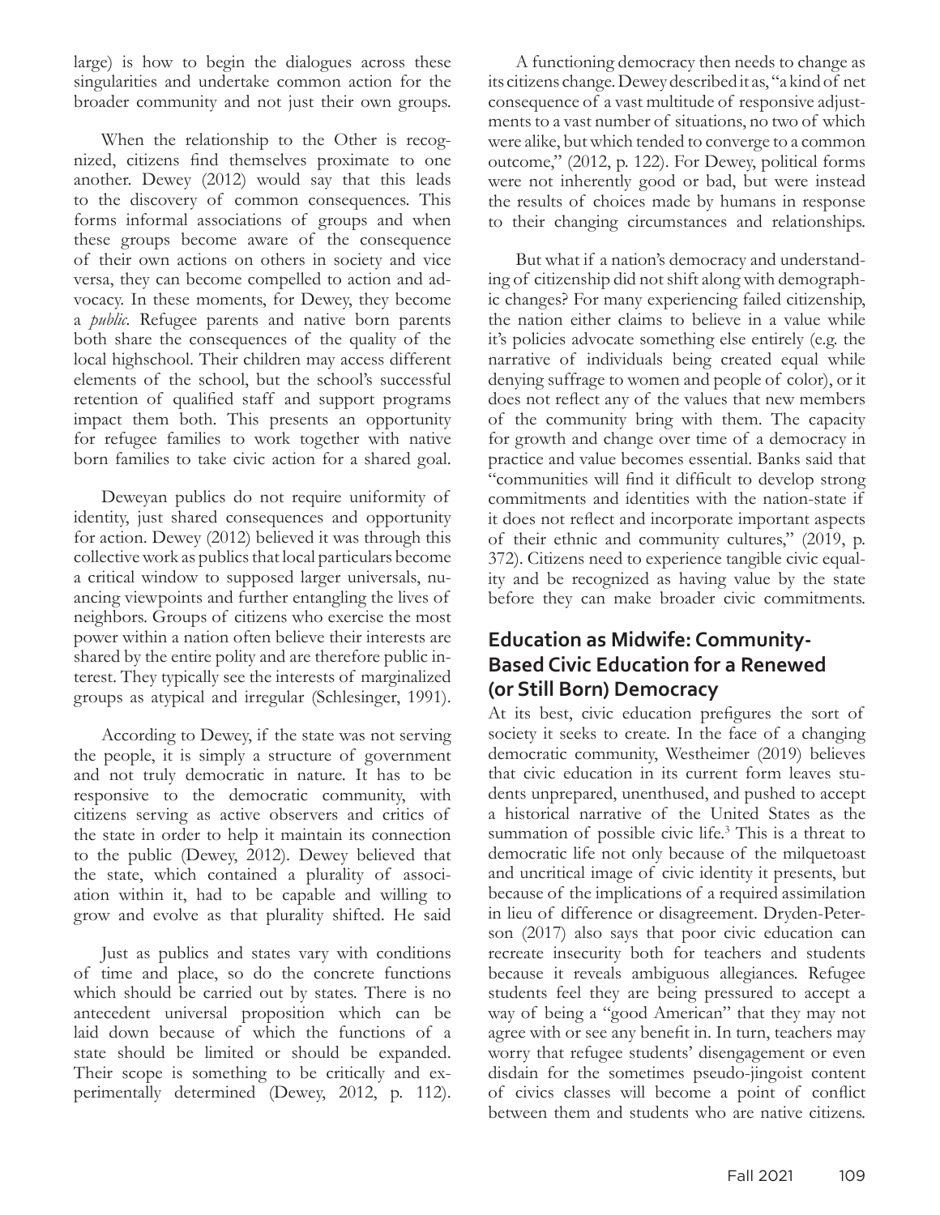large) is how to begin the dialogues across these singularities and undertake common action for the broader community and not just their own groups.

When the relationship to the Other is recognized, citizens find themselves proximate to one another. Dewey (2012) would say that this leads to the discovery of common consequences. This forms informal associations of groups and when these groups become aware of the consequence of their own actions on others in society and vice versa, they can become compelled to action and advocacy. In these moments, for Dewey, they become a *public*. Refugee parents and native born parents both share the consequences of the quality of the local highschool. Their children may access different elements of the school, but the school's successful retention of qualified staff and support programs impact them both. This presents an opportunity for refugee families to work together with native born families to take civic action for a shared goal.

Deweyan publics do not require uniformity of identity, just shared consequences and opportunity for action. Dewey (2012) believed it was through this collective work as publics that local particulars become a critical window to supposed larger universals, nuancing viewpoints and further entangling the lives of neighbors. Groups of citizens who exercise the most power within a nation often believe their interests are shared by the entire polity and are therefore public interest. They typically see the interests of marginalized groups as atypical and irregular (Schlesinger, 1991).

According to Dewey, if the state was not serving the people, it is simply a structure of government and not truly democratic in nature. It has to be responsive to the democratic community, with citizens serving as active observers and critics of the state in order to help it maintain its connection to the public (Dewey, 2012). Dewey believed that the state, which contained a plurality of association within it, had to be capable and willing to grow and evolve as that plurality shifted. He said

> Just as publics and states vary with conditions of time and place, so do the concrete functions which should be carried out by states. There is no antecedent universal proposition which can be laid down because of which the functions of a state should be limited or should be expanded. Their scope is something to be critically and experimentally determined (Dewey, 2012, p. 112).

A functioning democracy then needs to change as its citizens change. Dewey described it as, "a kind of net consequence of a vast multitude of responsive adjustments to a vast number of situations, no two of which were alike, but which tended to converge to a common outcome," (2012, p. 122). For Dewey, political forms were not inherently good or bad, but were instead the results of choices made by humans in response to their changing circumstances and relationships.

But what if a nation's democracy and understanding of citizenship did not shift along with demographic changes? For many experiencing failed citizenship, the nation either claims to believe in a value while it's policies advocate something else entirely (e.g. the narrative of individuals being created equal while denying suffrage to women and people of color), or it does not reflect any of the values that new members of the community bring with them. The capacity for growth and change over time of a democracy in practice and value becomes essential. Banks said that "communities will find it difficult to develop strong commitments and identities with the nation-state if it does not reflect and incorporate important aspects of their ethnic and community cultures," (2019, p. 372). Citizens need to experience tangible civic equality and be recognized as having value by the state before they can make broader civic commitments.

## Education as Midwife: Community-Based Civic Education for a Renewed (or Still Born) Democracy

At its best, civic education prefigures the sort of society it seeks to create. In the face of a changing democratic community, Westheimer (2019) believes that civic education in its current form leaves students unprepared, unenthused, and pushed to accept a historical narrative of the United States as the summation of possible civic life.[3] This is a threat to democratic life not only because of the milquetoast and uncritical image of civic identity it presents, but because of the implications of a required assimilation in lieu of difference or disagreement. Dryden-Peterson (2017) also says that poor civic education can recreate insecurity both for teachers and students because it reveals ambiguous allegiances. Refugee students feel they are being pressured to accept a way of being a "good American" that they may not agree with or see any benefit in. In turn, teachers may worry that refugee students' disengagement or even disdain for the sometimes pseudo-jingoist content of civics classes will become a point of conflict between them and students who are native citizens.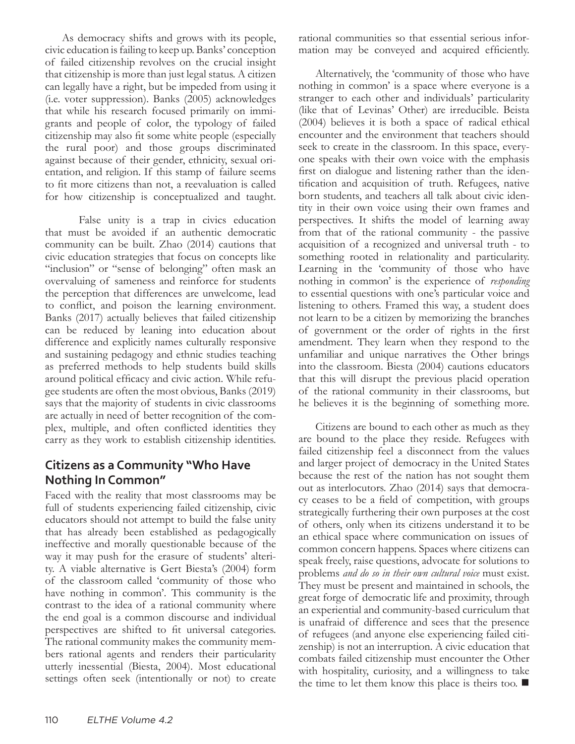As democracy shifts and grows with its people, civic education is failing to keep up. Banks' conception of failed citizenship revolves on the crucial insight that citizenship is more than just legal status. A citizen can legally have a right, but be impeded from using it (i.e. voter suppression). Banks (2005) acknowledges that while his research focused primarily on immigrants and people of color, the typology of failed citizenship may also fit some white people (especially the rural poor) and those groups discriminated against because of their gender, ethnicity, sexual orientation, and religion. If this stamp of failure seems to fit more citizens than not, a reevaluation is called for how citizenship is conceptualized and taught.

False unity is a trap in civics education that must be avoided if an authentic democratic community can be built. Zhao (2014) cautions that civic education strategies that focus on concepts like "inclusion" or "sense of belonging" often mask an overvaluing of sameness and reinforce for students the perception that differences are unwelcome, lead to conflict, and poison the learning environment. Banks (2017) actually believes that failed citizenship can be reduced by leaning into education about difference and explicitly names culturally responsive and sustaining pedagogy and ethnic studies teaching as preferred methods to help students build skills around political efficacy and civic action. While refugee students are often the most obvious, Banks (2019) says that the majority of students in civic classrooms are actually in need of better recognition of the complex, multiple, and often conflicted identities they carry as they work to establish citizenship identities.

## Citizens as a Community "Who Have Nothing In Common"

Faced with the reality that most classrooms may be full of students experiencing failed citizenship, civic educators should not attempt to build the false unity that has already been established as pedagogically ineffective and morally questionable because of the way it may push for the erasure of students' alterity. A viable alternative is Gert Biesta's (2004) form of the classroom called 'community of those who have nothing in common'. This community is the contrast to the idea of a rational community where the end goal is a common discourse and individual perspectives are shifted to fit universal categories. The rational community makes the community members rational agents and renders their particularity utterly inessential (Biesta, 2004). Most educational settings often seek (intentionally or not) to create rational communities so that essential serious information may be conveyed and acquired efficiently.

Alternatively, the 'community of those who have nothing in common' is a space where everyone is a stranger to each other and individuals' particularity (like that of Levinas' Other) are irreducible. Beista (2004) believes it is both a space of radical ethical encounter and the environment that teachers should seek to create in the classroom. In this space, everyone speaks with their own voice with the emphasis first on dialogue and listening rather than the identification and acquisition of truth. Refugees, native born students, and teachers all talk about civic identity in their own voice using their own frames and perspectives. It shifts the model of learning away from that of the rational community - the passive acquisition of a recognized and universal truth - to something rooted in relationality and particularity. Learning in the 'community of those who have nothing in common' is the experience of *responding* to essential questions with one's particular voice and listening to others. Framed this way, a student does not learn to be a citizen by memorizing the branches of government or the order of rights in the first amendment. They learn when they respond to the unfamiliar and unique narratives the Other brings into the classroom. Biesta (2004) cautions educators that this will disrupt the previous placid operation of the rational community in their classrooms, but he believes it is the beginning of something more.

Citizens are bound to each other as much as they are bound to the place they reside. Refugees with failed citizenship feel a disconnect from the values and larger project of democracy in the United States because the rest of the nation has not sought them out as interlocutors. Zhao (2014) says that democracy ceases to be a field of competition, with groups strategically furthering their own purposes at the cost of others, only when its citizens understand it to be an ethical space where communication on issues of common concern happens. Spaces where citizens can speak freely, raise questions, advocate for solutions to problems *and do so in their own cultural voice* must exist. They must be present and maintained in schools, the great forge of democratic life and proximity, through an experiential and community-based curriculum that is unafraid of difference and sees that the presence of refugees (and anyone else experiencing failed citizenship) is not an interruption. A civic education that combats failed citizenship must encounter the Other with hospitality, curiosity, and a willingness to take the time to let them know this place is theirs too. ■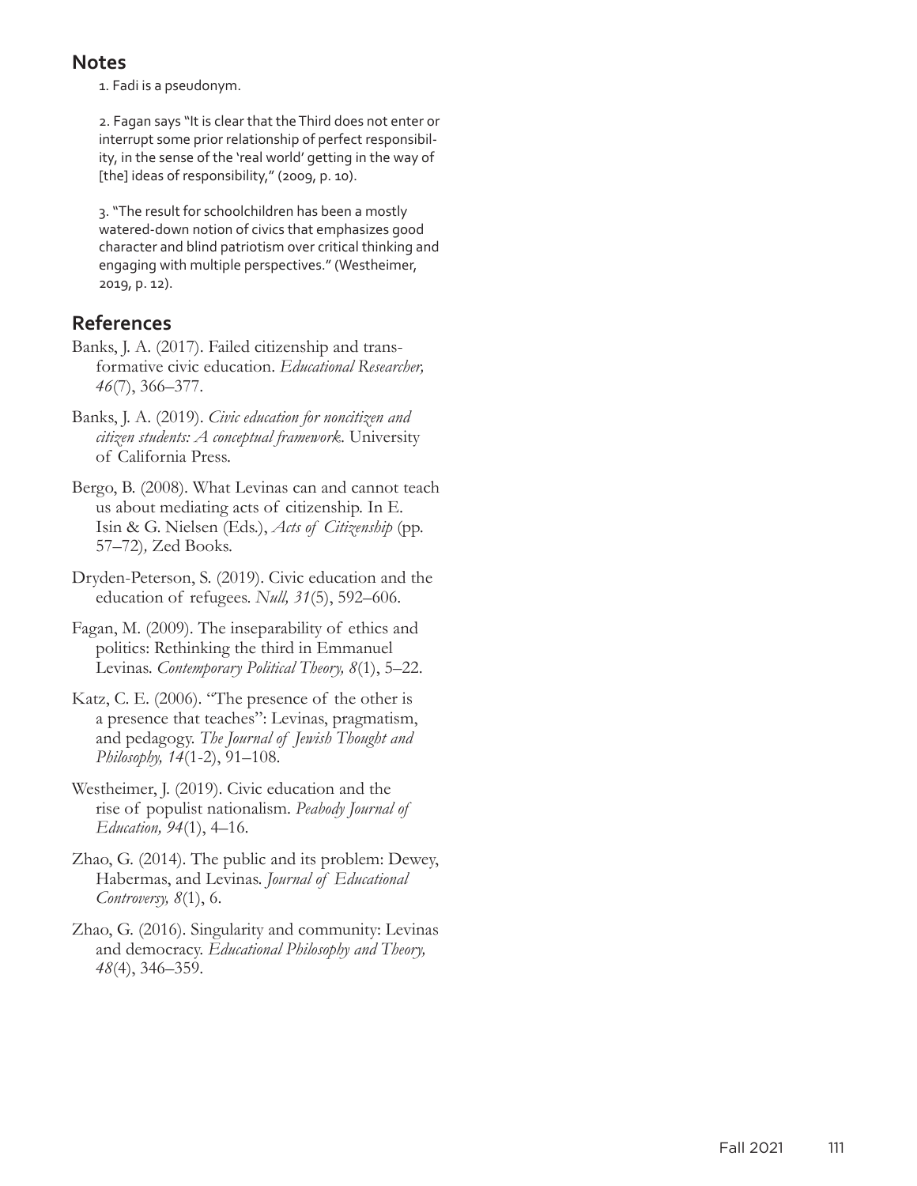## Notes

1. Fadi is a pseudonym.

2. Fagan says "It is clear that the Third does not enter or interrupt some prior relationship of perfect responsibility, in the sense of the 'real world' getting in the way of [the] ideas of responsibility," (2009, p. 10).

3. "The result for schoolchildren has been a mostly watered-down notion of civics that emphasizes good character and blind patriotism over critical thinking and engaging with multiple perspectives." (Westheimer, 2019, p. 12).

## References

Banks, J. A. (2017). Failed citizenship and transformative civic education. *Educational Researcher, 46*(7), 366–377.

Banks, J. A. (2019). *Civic education for noncitizen and citizen students: A conceptual framework*. University of California Press.

Bergo, B. (2008). What Levinas can and cannot teach us about mediating acts of citizenship. In E. Isin & G. Nielsen (Eds.), *Acts of Citizenship* (pp. 57–72), Zed Books.

Dryden-Peterson, S. (2019). Civic education and the education of refugees. *Null, 31*(5), 592–606.

Fagan, M. (2009). The inseparability of ethics and politics: Rethinking the third in Emmanuel Levinas. *Contemporary Political Theory, 8*(1), 5–22.

Katz, C. E. (2006). "The presence of the other is a presence that teaches": Levinas, pragmatism, and pedagogy. *The Journal of Jewish Thought and Philosophy, 14*(1-2), 91–108.

Westheimer, J. (2019). Civic education and the rise of populist nationalism. *Peabody Journal of Education, 94*(1), 4–16.

Zhao, G. (2014). The public and its problem: Dewey, Habermas, and Levinas. *Journal of Educational Controversy, 8*(1), 6.

Zhao, G. (2016). Singularity and community: Levinas and democracy. *Educational Philosophy and Theory, 48*(4), 346–359.